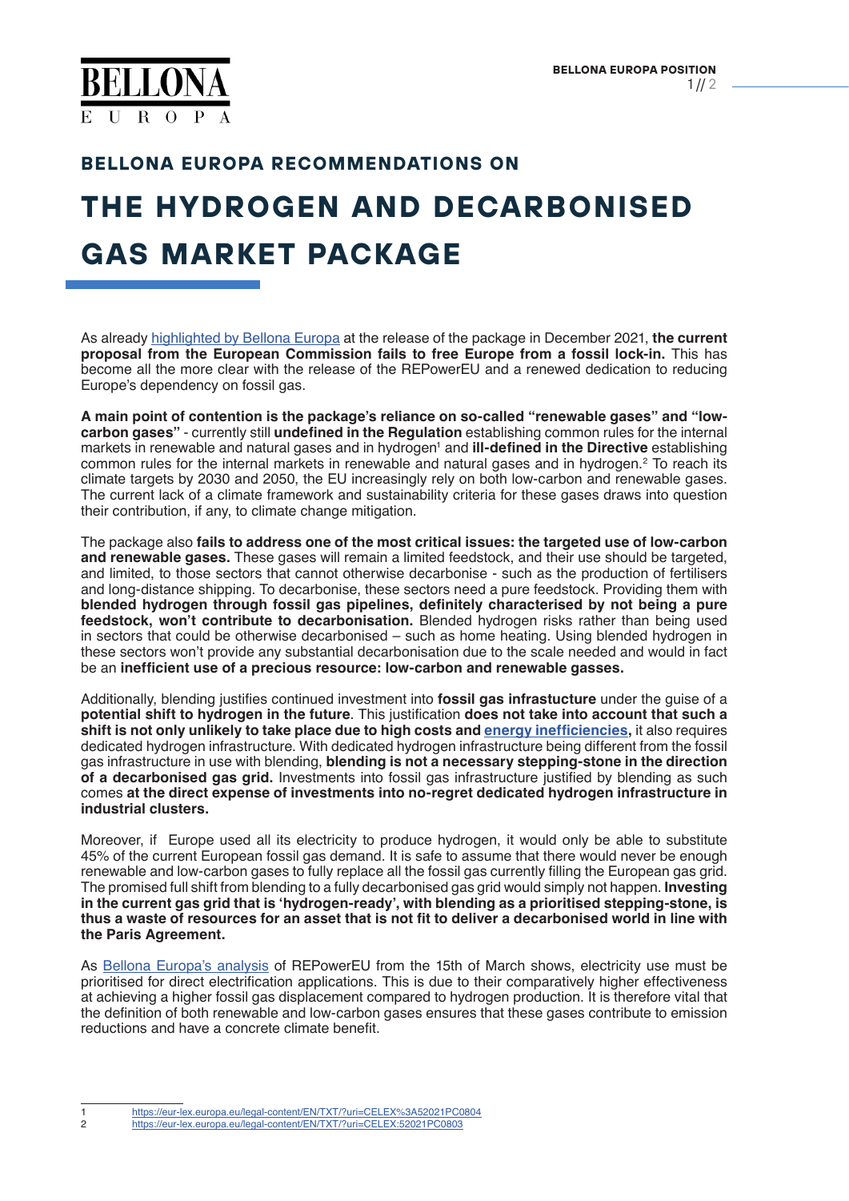## BELLONA EUROPA RECOMMENDATIONS ON

# THE HYDROGEN AND DECARBONISED GAS MARKET PACKAGE

As already highlighted by Bellona Europa at the release of the package in December 2021, **the current proposal from the European Commission fails to free Europe from a fossil lock-in.** This has become all the more clear with the release of the REPowerEU and a renewed dedication to reducing Europe's dependency on fossil gas.

**A main point of contention is the package's reliance on so-called "renewable gases" and "low-carbon gases"** - currently still **undefined in the Regulation** establishing common rules for the internal markets in renewable and natural gases and in hydrogen[1] and **ill-defined in the Directive** establishing common rules for the internal markets in renewable and natural gases and in hydrogen.[2] To reach its climate targets by 2030 and 2050, the EU increasingly rely on both low-carbon and renewable gases. The current lack of a climate framework and sustainability criteria for these gases draws into question their contribution, if any, to climate change mitigation.

The package also **fails to address one of the most critical issues: the targeted use of low-carbon and renewable gases.** These gases will remain a limited feedstock, and their use should be targeted, and limited, to those sectors that cannot otherwise decarbonise - such as the production of fertilisers and long-distance shipping. To decarbonise, these sectors need a pure feedstock. Providing them with **blended hydrogen through fossil gas pipelines, definitely characterised by not being a pure feedstock, won't contribute to decarbonisation.** Blended hydrogen risks rather than being used in sectors that could be otherwise decarbonised – such as home heating. Using blended hydrogen in these sectors won't provide any substantial decarbonisation due to the scale needed and would in fact be an **inefficient use of a precious resource: low-carbon and renewable gasses.**

Additionally, blending justifies continued investment into **fossil gas infrastucture** under the guise of a **potential shift to hydrogen in the future**. This justification **does not take into account that such a shift is not only unlikely to take place due to high costs and energy inefficiencies,** it also requires dedicated hydrogen infrastructure. With dedicated hydrogen infrastructure being different from the fossil gas infrastructure in use with blending, **blending is not a necessary stepping-stone in the direction of a decarbonised gas grid.** Investments into fossil gas infrastructure justified by blending as such comes **at the direct expense of investments into no-regret dedicated hydrogen infrastructure in industrial clusters.**

Moreover, if Europe used all its electricity to produce hydrogen, it would only be able to substitute 45% of the current European fossil gas demand. It is safe to assume that there would never be enough renewable and low-carbon gases to fully replace all the fossil gas currently filling the European gas grid. The promised full shift from blending to a fully decarbonised gas grid would simply not happen. **Investing in the current gas grid that is 'hydrogen-ready', with blending as a prioritised stepping-stone, is thus a waste of resources for an asset that is not fit to deliver a decarbonised world in line with the Paris Agreement.**

As Bellona Europa's analysis of REPowerEU from the 15th of March shows, electricity use must be prioritised for direct electrification applications. This is due to their comparatively higher effectiveness at achieving a higher fossil gas displacement compared to hydrogen production. It is therefore vital that the definition of both renewable and low-carbon gases ensures that these gases contribute to emission reductions and have a concrete climate benefit.

---

1 https://eur-lex.europa.eu/legal-content/EN/TXT/?uri=CELEX%3A52021PC0804
2 https://eur-lex.europa.eu/legal-content/EN/TXT/?uri=CELEX:52021PC0803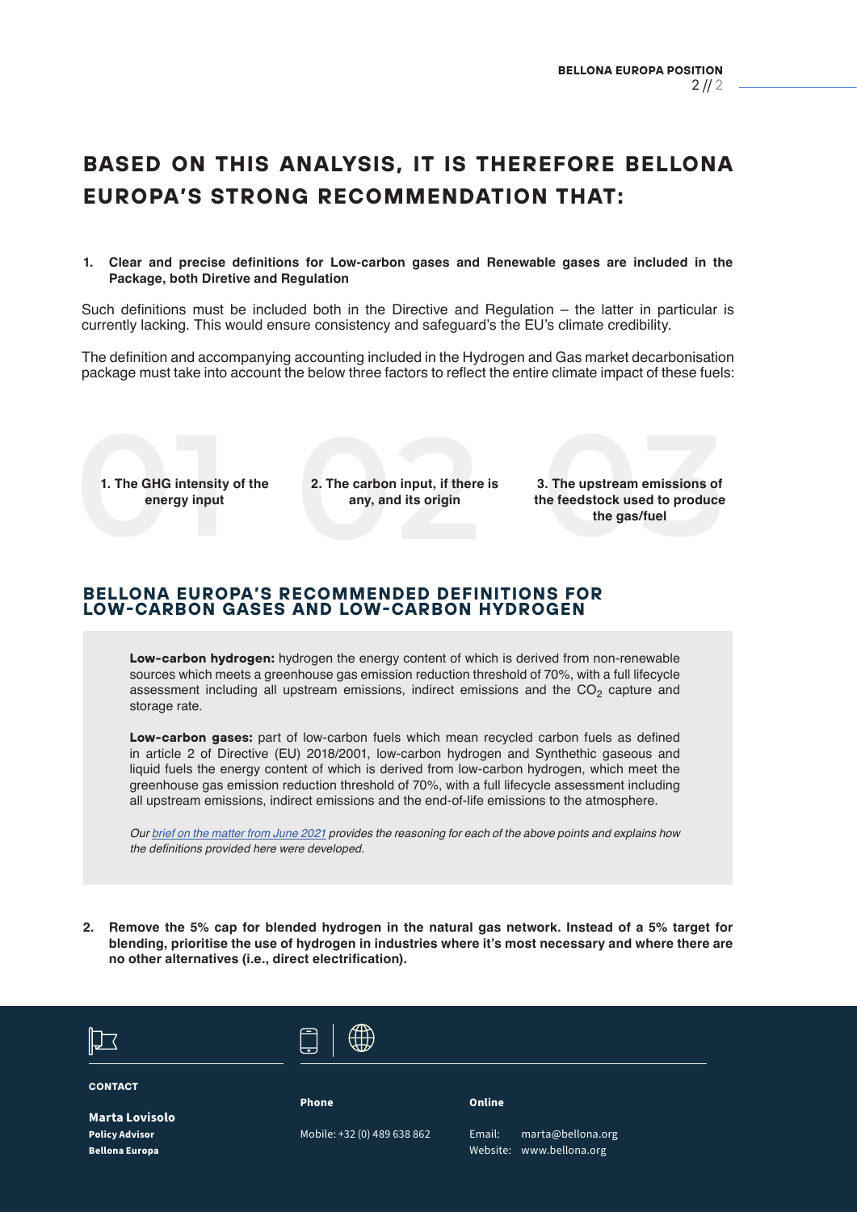# BASED ON THIS ANALYSIS, IT IS THEREFORE BELLONA EUROPA'S STRONG RECOMMENDATION THAT:

1. **Clear and precise definitions for Low-carbon gases and Renewable gases are included in the Package, both Diretive and Regulation**

Such definitions must be included both in the Directive and Regulation – the latter in particular is currently lacking. This would ensure consistency and safeguard's the EU's climate credibility.

The definition and accompanying accounting included in the Hydrogen and Gas market decarbonisation package must take into account the below three factors to reflect the entire climate impact of these fuels:

**1. The GHG intensity of the energy input**

**2. The carbon input, if there is any, and its origin**

**3. The upstream emissions of the feedstock used to produce the gas/fuel**

## BELLONA EUROPA'S RECOMMENDED DEFINITIONS FOR LOW-CARBON GASES AND LOW-CARBON HYDROGEN

**Low-carbon hydrogen:** hydrogen the energy content of which is derived from non-renewable sources which meets a greenhouse gas emission reduction threshold of 70%, with a full lifecycle assessment including all upstream emissions, indirect emissions and the $CO_2$ capture and storage rate.

**Low-carbon gases:** part of low-carbon fuels which mean recycled carbon fuels as defined in article 2 of Directive (EU) 2018/2001, low-carbon hydrogen and Synthethic gaseous and liquid fuels the energy content of which is derived from low-carbon hydrogen, which meet the greenhouse gas emission reduction threshold of 70%, with a full lifecycle assessment including all upstream emissions, indirect emissions and the end-of-life emissions to the atmosphere.

*Our brief on the matter from June 2021 provides the reasoning for each of the above points and explains how the definitions provided here were developed.*

2. **Remove the 5% cap for blended hydrogen in the natural gas network. Instead of a 5% target for blending, prioritise the use of hydrogen in industries where it's most necessary and where there are no other alternatives (i.e., direct electrification).**

**CONTACT**

**Marta Lovisolo**
**Policy Advisor**
**Bellona Europa**

**Phone**

Mobile: +32 (0) 489 638 862

**Online**

Email: marta@bellona.org
Website: www.bellona.org